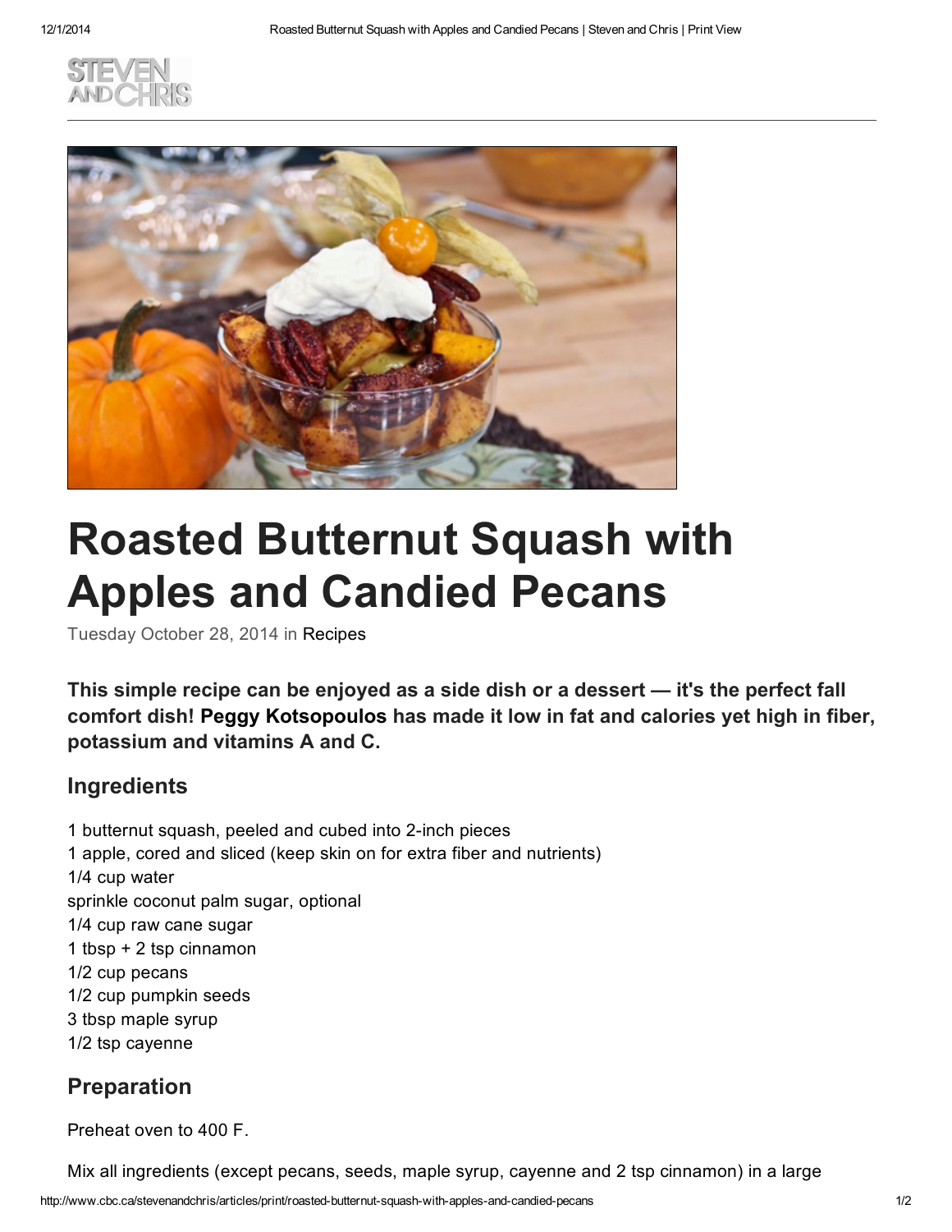# Roasted Butternut Squash with Apples and Candied Pecans

Tuesday October 28, 2014 in Recipes

**This simple recipe can be enjoyed as a side dish or a dessert — it's the perfect fall comfort dish! Peggy Kotsopoulos has made it low in fat and calories yet high in fiber, potassium and vitamins A and C.**

## Ingredients

1 butternut squash, peeled and cubed into 2-inch pieces
1 apple, cored and sliced (keep skin on for extra fiber and nutrients)
1/4 cup water
sprinkle coconut palm sugar, optional
1/4 cup raw cane sugar
1 tbsp + 2 tsp cinnamon
1/2 cup pecans
1/2 cup pumpkin seeds
3 tbsp maple syrup
1/2 tsp cayenne

## Preparation

Preheat oven to 400 F.

Mix all ingredients (except pecans, seeds, maple syrup, cayenne and 2 tsp cinnamon) in a large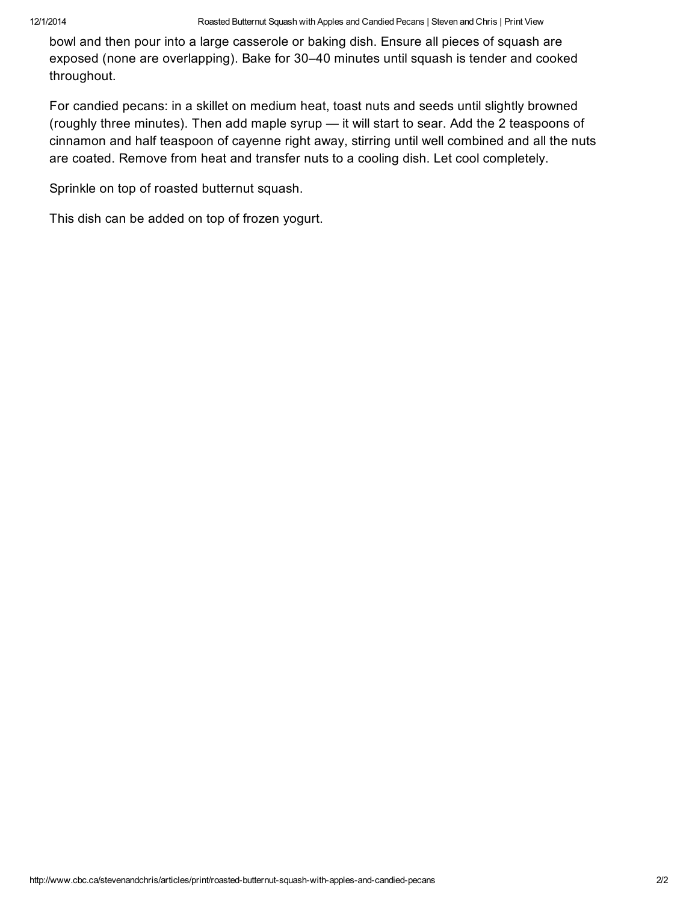bowl and then pour into a large casserole or baking dish. Ensure all pieces of squash are exposed (none are overlapping). Bake for 30–40 minutes until squash is tender and cooked throughout.

For candied pecans: in a skillet on medium heat, toast nuts and seeds until slightly browned (roughly three minutes). Then add maple syrup — it will start to sear. Add the 2 teaspoons of cinnamon and half teaspoon of cayenne right away, stirring until well combined and all the nuts are coated. Remove from heat and transfer nuts to a cooling dish. Let cool completely.

Sprinkle on top of roasted butternut squash.

This dish can be added on top of frozen yogurt.